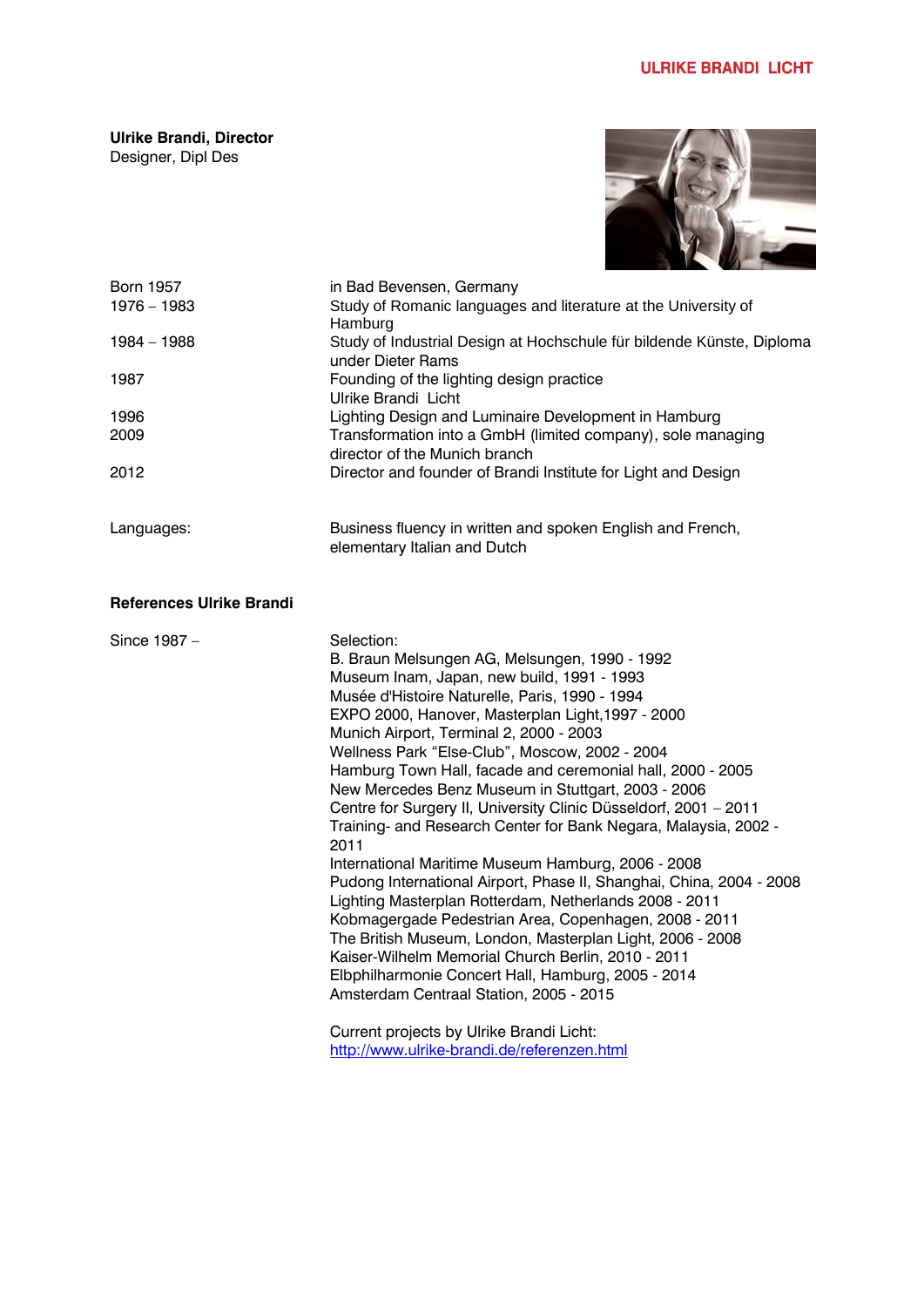**ULRIKE BRANDI LICHT**

**Ulrike Brandi, Director**
Designer, Dipl Des

| | |
|---|---|
| Born 1957 | in Bad Bevensen, Germany |
| 1976 – 1983 | Study of Romanic languages and literature at the University of Hamburg |
| 1984 – 1988 | Study of Industrial Design at Hochschule für bildende Künste, Diploma under Dieter Rams |
| 1987 | Founding of the lighting design practice Ulrike Brandi Licht |
| 1996 | Lighting Design and Luminaire Development in Hamburg |
| 2009 | Transformation into a GmbH (limited company), sole managing director of the Munich branch |
| 2012 | Director and founder of Brandi Institute for Light and Design |
| | |
| Languages: | Business fluency in written and spoken English and French, elementary Italian and Dutch |

**References Ulrike Brandi**

Since 1987 –

Selection:
B. Braun Melsungen AG, Melsungen, 1990 - 1992
Museum Inam, Japan, new build, 1991 - 1993
Musée d'Histoire Naturelle, Paris, 1990 - 1994
EXPO 2000, Hanover, Masterplan Light,1997 - 2000
Munich Airport, Terminal 2, 2000 - 2003
Wellness Park "Else-Club", Moscow, 2002 - 2004
Hamburg Town Hall, facade and ceremonial hall, 2000 - 2005
New Mercedes Benz Museum in Stuttgart, 2003 - 2006
Centre for Surgery II, University Clinic Düsseldorf, 2001 – 2011
Training- and Research Center for Bank Negara, Malaysia, 2002 - 2011
International Maritime Museum Hamburg, 2006 - 2008
Pudong International Airport, Phase II, Shanghai, China, 2004 - 2008
Lighting Masterplan Rotterdam, Netherlands 2008 - 2011
Kobmagergade Pedestrian Area, Copenhagen, 2008 - 2011
The British Museum, London, Masterplan Light, 2006 - 2008
Kaiser-Wilhelm Memorial Church Berlin, 2010 - 2011
Elbphilharmonie Concert Hall, Hamburg, 2005 - 2014
Amsterdam Centraal Station, 2005 - 2015

Current projects by Ulrike Brandi Licht:
http://www.ulrike-brandi.de/referenzen.html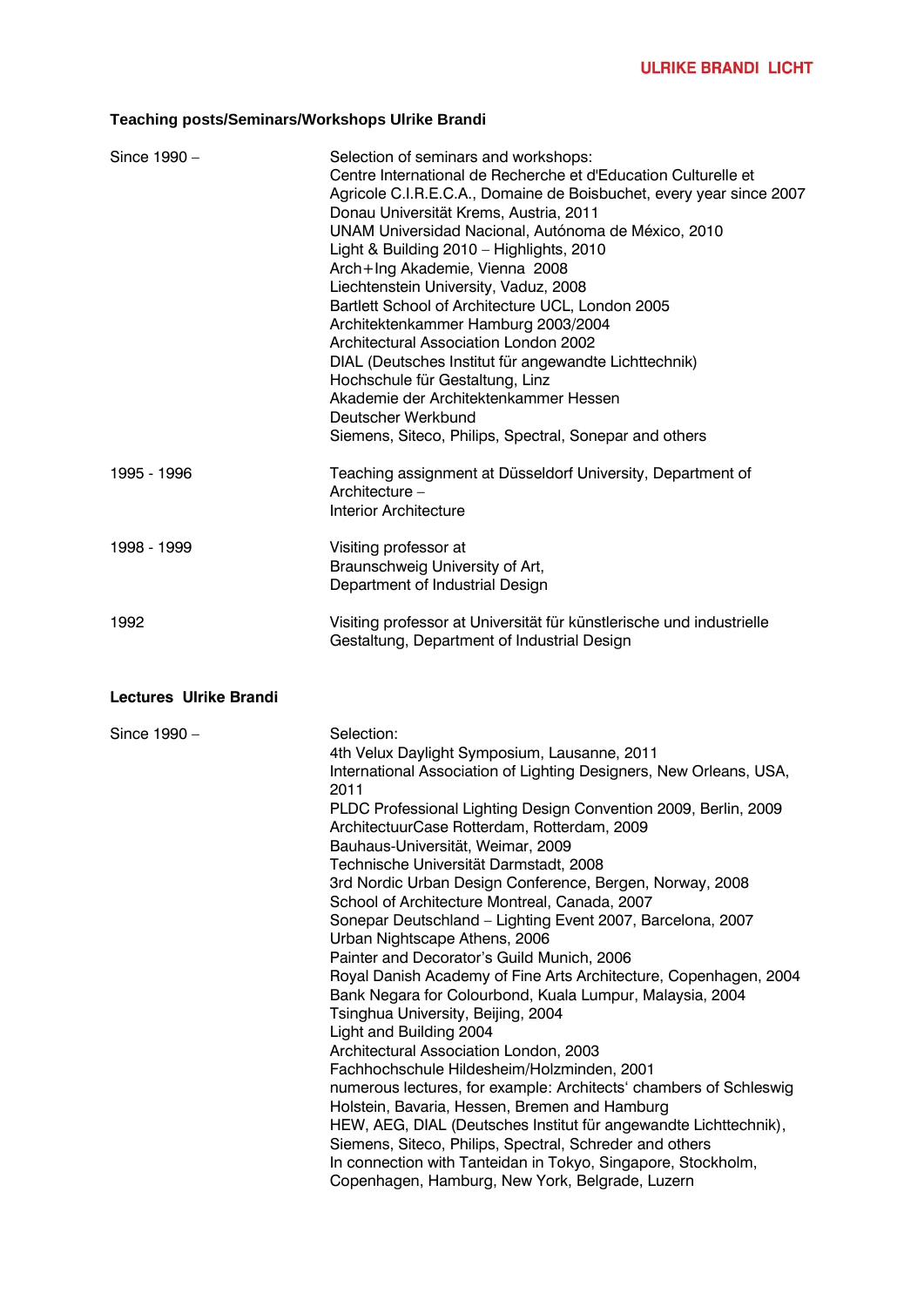## Teaching posts/Seminars/Workshops Ulrike Brandi

| | |
|---|---|
| Since 1990 – | Selection of seminars and workshops:<br>Centre International de Recherche et d'Education Culturelle et Agricole C.I.R.E.C.A., Domaine de Boisbuchet, every year since 2007<br>Donau Universität Krems, Austria, 2011<br>UNAM Universidad Nacional, Autónoma de México, 2010<br>Light & Building 2010 – Highlights, 2010<br>Arch+Ing Akademie, Vienna 2008<br>Liechtenstein University, Vaduz, 2008<br>Bartlett School of Architecture UCL, London 2005<br>Architektenkammer Hamburg 2003/2004<br>Architectural Association London 2002<br>DIAL (Deutsches Institut für angewandte Lichttechnik)<br>Hochschule für Gestaltung, Linz<br>Akademie der Architektenkammer Hessen<br>Deutscher Werkbund<br>Siemens, Siteco, Philips, Spectral, Sonepar and others |
| 1995 - 1996 | Teaching assignment at Düsseldorf University, Department of Architecture –<br>Interior Architecture |
| 1998 - 1999 | Visiting professor at<br>Braunschweig University of Art,<br>Department of Industrial Design |
| 1992 | Visiting professor at Universität für künstlerische und industrielle Gestaltung, Department of Industrial Design |

## Lectures Ulrike Brandi

| | |
|---|---|
| Since 1990 – | Selection:<br>4th Velux Daylight Symposium, Lausanne, 2011<br>International Association of Lighting Designers, New Orleans, USA, 2011<br>PLDC Professional Lighting Design Convention 2009, Berlin, 2009<br>ArchitectuurCase Rotterdam, Rotterdam, 2009<br>Bauhaus-Universität, Weimar, 2009<br>Technische Universität Darmstadt, 2008<br>3rd Nordic Urban Design Conference, Bergen, Norway, 2008<br>School of Architecture Montreal, Canada, 2007<br>Sonepar Deutschland – Lighting Event 2007, Barcelona, 2007<br>Urban Nightscape Athens, 2006<br>Painter and Decorator's Guild Munich, 2006<br>Royal Danish Academy of Fine Arts Architecture, Copenhagen, 2004<br>Bank Negara for Colourbond, Kuala Lumpur, Malaysia, 2004<br>Tsinghua University, Beijing, 2004<br>Light and Building 2004<br>Architectural Association London, 2003<br>Fachhochschule Hildesheim/Holzminden, 2001<br>numerous lectures, for example: Architects' chambers of Schleswig Holstein, Bavaria, Hessen, Bremen and Hamburg<br>HEW, AEG, DIAL (Deutsches Institut für angewandte Lichttechnik), Siemens, Siteco, Philips, Spectral, Schreder and others<br>In connection with Tanteidan in Tokyo, Singapore, Stockholm, Copenhagen, Hamburg, New York, Belgrade, Luzern |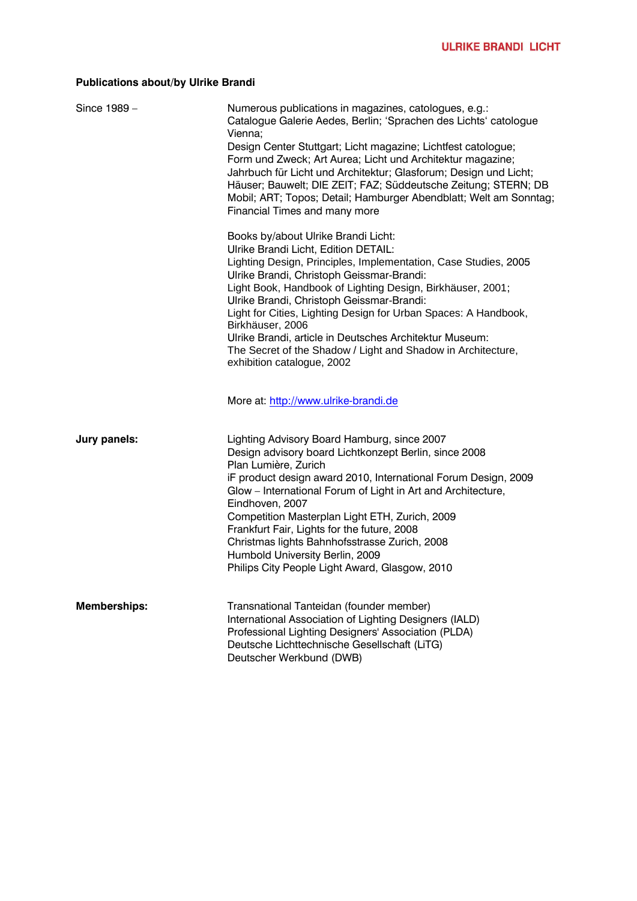**Publications about/by Ulrike Brandi**

| | |
|---|---|
| Since 1989 – | Numerous publications in magazines, catalogues, e.g.: Catalogue Galerie Aedes, Berlin; 'Sprachen des Lichts' catalogue Vienna; Design Center Stuttgart; Licht magazine; Lichtfest catalogue; Form und Zweck; Art Aurea; Licht und Architektur magazine; Jahrbuch für Licht und Architektur; Glasforum; Design und Licht; Häuser; Bauwelt; DIE ZEIT; FAZ; Süddeutsche Zeitung; STERN; DB Mobil; ART; Topos; Detail; Hamburger Abendblatt; Welt am Sonntag; Financial Times and many more |
| | Books by/about Ulrike Brandi Licht:<br>Ulrike Brandi Licht, Edition DETAIL:<br>Lighting Design, Principles, Implementation, Case Studies, 2005<br>Ulrike Brandi, Christoph Geissmar-Brandi:<br>Light Book, Handbook of Lighting Design, Birkhäuser, 2001;<br>Ulrike Brandi, Christoph Geissmar-Brandi:<br>Light for Cities, Lighting Design for Urban Spaces: A Handbook, Birkhäuser, 2006<br>Ulrike Brandi, article in Deutsches Architektur Museum:<br>The Secret of the Shadow / Light and Shadow in Architecture, exhibition catalogue, 2002 |
| | More at: http://www.ulrike-brandi.de |
| **Jury panels:** | Lighting Advisory Board Hamburg, since 2007<br>Design advisory board Lichtkonzept Berlin, since 2008<br>Plan Lumière, Zurich<br>iF product design award 2010, International Forum Design, 2009<br>Glow – International Forum of Light in Art and Architecture, Eindhoven, 2007<br>Competition Masterplan Light ETH, Zurich, 2009<br>Frankfurt Fair, Lights for the future, 2008<br>Christmas lights Bahnhofsstrasse Zurich, 2008<br>Humbold University Berlin, 2009<br>Philips City People Light Award, Glasgow, 2010 |
| **Memberships:** | Transnational Tanteidan (founder member)<br>International Association of Lighting Designers (IALD)<br>Professional Lighting Designers' Association (PLDA)<br>Deutsche Lichttechnische Gesellschaft (LiTG)<br>Deutscher Werkbund (DWB) |